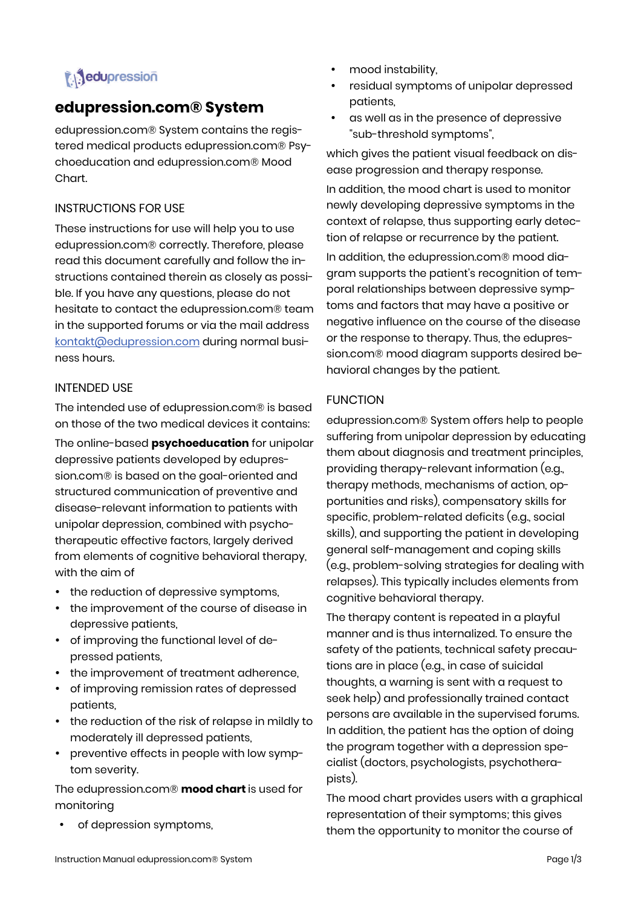# edupression.com® System

edupression.com® System contains the registered medical products edupression.com® Psychoeducation and edupression.com® Mood Chart.

## INSTRUCTIONS FOR USE

These instructions for use will help you to use edupression.com® correctly. Therefore, please read this document carefully and follow the instructions contained therein as closely as possible. If you have any questions, please do not hesitate to contact the edupression.com® team in the supported forums or via the mail address kontakt@edupression.com during normal business hours.

## INTENDED USE

The intended use of edupression.com® is based on those of the two medical devices it contains:

The online-based **psychoeducation** for unipolar depressive patients developed by edupression.com® is based on the goal-oriented and structured communication of preventive and disease-relevant information to patients with unipolar depression, combined with psychotherapeutic effective factors, largely derived from elements of cognitive behavioral therapy, with the aim of

- the reduction of depressive symptoms,
- the improvement of the course of disease in depressive patients,
- of improving the functional level of depressed patients,
- the improvement of treatment adherence,
- of improving remission rates of depressed patients,
- the reduction of the risk of relapse in mildly to moderately ill depressed patients,
- preventive effects in people with low symptom severity.

The edupression.com® **mood chart** is used for monitoring

- of depression symptoms,
- mood instability,
- residual symptoms of unipolar depressed patients,
- as well as in the presence of depressive "sub-threshold symptoms",

which gives the patient visual feedback on disease progression and therapy response.

In addition, the mood chart is used to monitor newly developing depressive symptoms in the context of relapse, thus supporting early detection of relapse or recurrence by the patient.

In addition, the edupression.com® mood diagram supports the patient's recognition of temporal relationships between depressive symptoms and factors that may have a positive or negative influence on the course of the disease or the response to therapy. Thus, the edupression.com® mood diagram supports desired behavioral changes by the patient.

## FUNCTION

edupression.com® System offers help to people suffering from unipolar depression by educating them about diagnosis and treatment principles, providing therapy-relevant information (e.g., therapy methods, mechanisms of action, opportunities and risks), compensatory skills for specific, problem-related deficits (e.g., social skills), and supporting the patient in developing general self-management and coping skills (e.g., problem-solving strategies for dealing with relapses). This typically includes elements from cognitive behavioral therapy.

The therapy content is repeated in a playful manner and is thus internalized. To ensure the safety of the patients, technical safety precautions are in place (e.g., in case of suicidal thoughts, a warning is sent with a request to seek help) and professionally trained contact persons are available in the supervised forums. In addition, the patient has the option of doing the program together with a depression specialist (doctors, psychologists, psychotherapists).

The mood chart provides users with a graphical representation of their symptoms; this gives them the opportunity to monitor the course of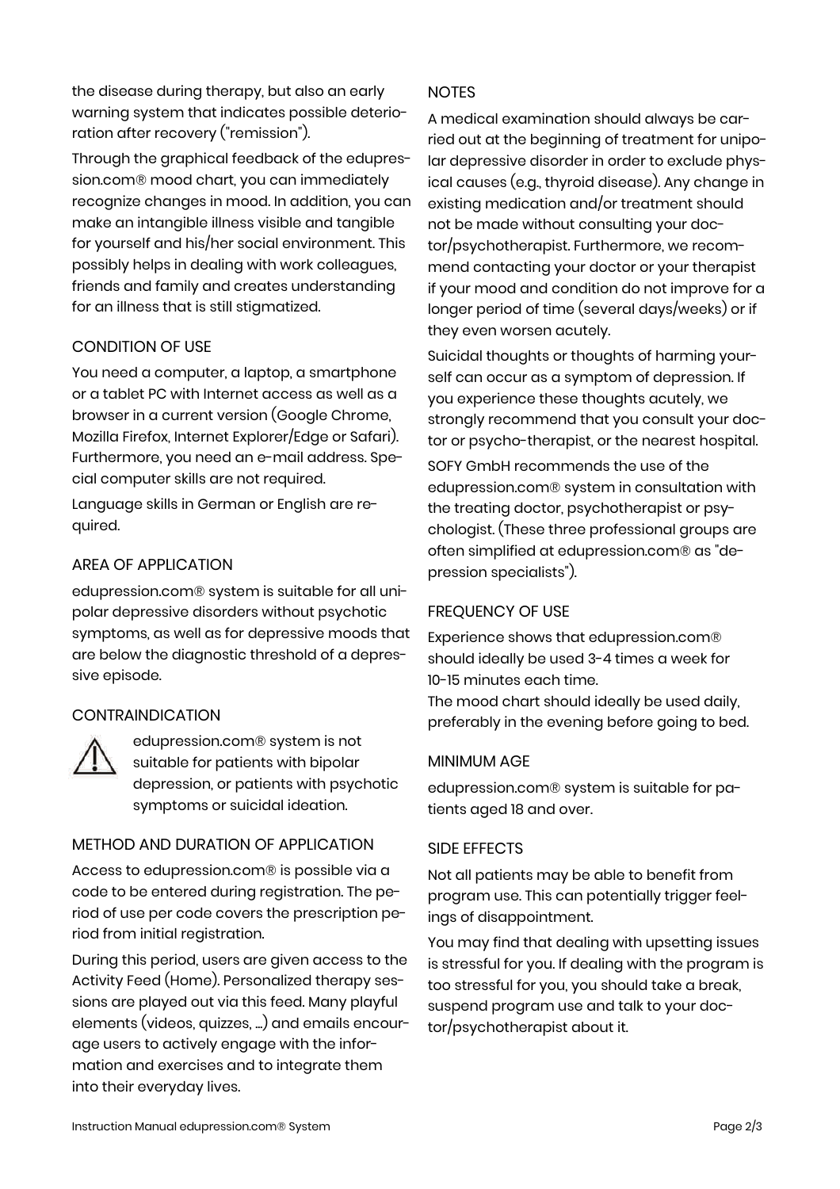the disease during therapy, but also an early warning system that indicates possible deterioration after recovery ("remission").

Through the graphical feedback of the edupression.com® mood chart, you can immediately recognize changes in mood. In addition, you can make an intangible illness visible and tangible for yourself and his/her social environment. This possibly helps in dealing with work colleagues, friends and family and creates understanding for an illness that is still stigmatized.

## CONDITION OF USE

You need a computer, a laptop, a smartphone or a tablet PC with Internet access as well as a browser in a current version (Google Chrome, Mozilla Firefox, Internet Explorer/Edge or Safari). Furthermore, you need an e-mail address. Special computer skills are not required.

Language skills in German or English are required.

## AREA OF APPLICATION

edupression.com® system is suitable for all unipolar depressive disorders without psychotic symptoms, as well as for depressive moods that are below the diagnostic threshold of a depressive episode.

## CONTRAINDICATION

⚠ edupression.com® system is not suitable for patients with bipolar depression, or patients with psychotic symptoms or suicidal ideation.

## METHOD AND DURATION OF APPLICATION

Access to edupression.com® is possible via a code to be entered during registration. The period of use per code covers the prescription period from initial registration.

During this period, users are given access to the Activity Feed (Home). Personalized therapy sessions are played out via this feed. Many playful elements (videos, quizzes, ...) and emails encourage users to actively engage with the information and exercises and to integrate them into their everyday lives.

## NOTES

A medical examination should always be carried out at the beginning of treatment for unipolar depressive disorder in order to exclude physical causes (e.g., thyroid disease). Any change in existing medication and/or treatment should not be made without consulting your doctor/psychotherapist. Furthermore, we recommend contacting your doctor or your therapist if your mood and condition do not improve for a longer period of time (several days/weeks) or if they even worsen acutely.

Suicidal thoughts or thoughts of harming yourself can occur as a symptom of depression. If you experience these thoughts acutely, we strongly recommend that you consult your doctor or psycho-therapist, or the nearest hospital.

SOFY GmbH recommends the use of the edupression.com® system in consultation with the treating doctor, psychotherapist or psychologist. (These three professional groups are often simplified at edupression.com® as "depression specialists").

## FREQUENCY OF USE

Experience shows that edupression.com® should ideally be used 3-4 times a week for 10-15 minutes each time.

The mood chart should ideally be used daily, preferably in the evening before going to bed.

## MINIMUM AGE

edupression.com® system is suitable for patients aged 18 and over.

## SIDE EFFECTS

Not all patients may be able to benefit from program use. This can potentially trigger feelings of disappointment.

You may find that dealing with upsetting issues is stressful for you. If dealing with the program is too stressful for you, you should take a break, suspend program use and talk to your doctor/psychotherapist about it.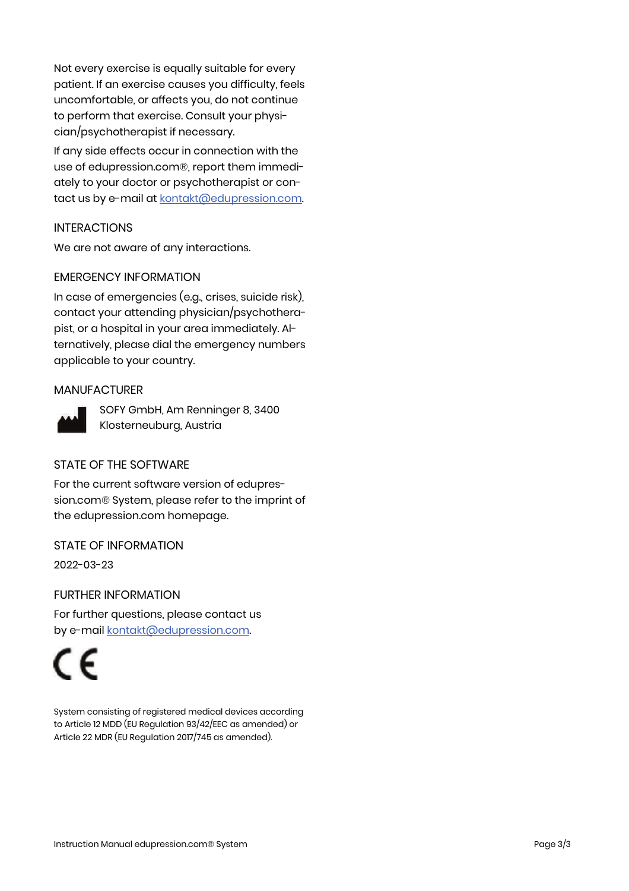Not every exercise is equally suitable for every patient. If an exercise causes you difficulty, feels uncomfortable, or affects you, do not continue to perform that exercise. Consult your physician/psychotherapist if necessary.

If any side effects occur in connection with the use of edupression.com®, report them immediately to your doctor or psychotherapist or contact us by e-mail at kontakt@edupression.com.

## INTERACTIONS

We are not aware of any interactions.

## EMERGENCY INFORMATION

In case of emergencies (e.g., crises, suicide risk), contact your attending physician/psychotherapist, or a hospital in your area immediately. Alternatively, please dial the emergency numbers applicable to your country.

## MANUFACTURER

SOFY GmbH, Am Renninger 8, 3400 Klosterneuburg, Austria

## STATE OF THE SOFTWARE

For the current software version of edupression.com® System, please refer to the imprint of the edupression.com homepage.

## STATE OF INFORMATION

2022-03-23

## FURTHER INFORMATION

For further questions, please contact us by e-mail kontakt@edupression.com.

CE

System consisting of registered medical devices according to Article 12 MDD (EU Regulation 93/42/EEC as amended) or Article 22 MDR (EU Regulation 2017/745 as amended).